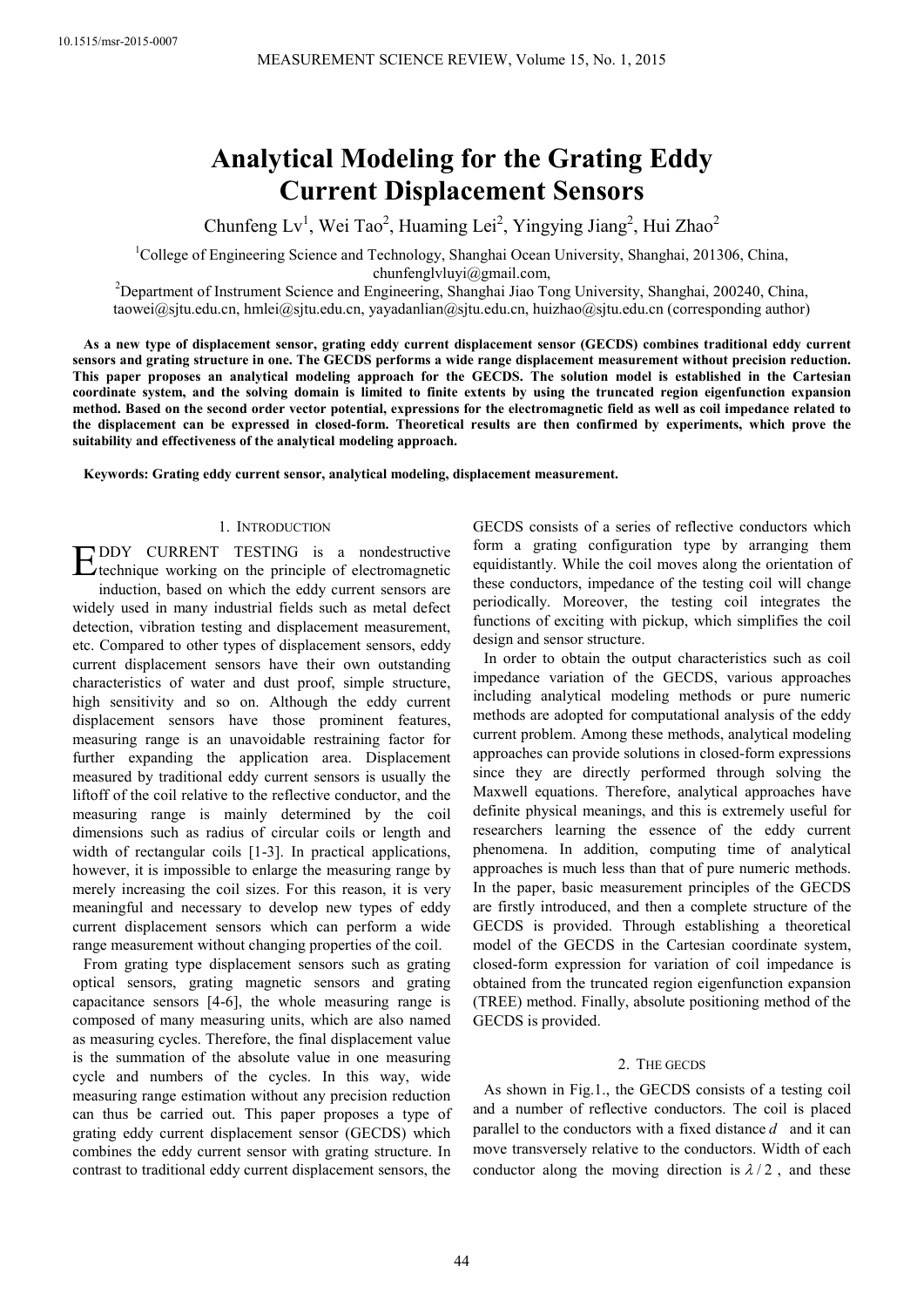# Analytical Modeling for the Grating Eddy Current Displacement Sensors

Chunfeng Lv[1], Wei Tao[2], Huaming Lei[2], Yingying Jiang[2], Hui Zhao[2]

[1]College of Engineering Science and Technology, Shanghai Ocean University, Shanghai, 201306, China, chunfenglvluyi@gmail.com,

[2]Department of Instrument Science and Engineering, Shanghai Jiao Tong University, Shanghai, 200240, China, taowei@sjtu.edu.cn, hmlei@sjtu.edu.cn, yayadanlian@sjtu.edu.cn, huizhao@sjtu.edu.cn (corresponding author)

**As a new type of displacement sensor, grating eddy current displacement sensor (GECDS) combines traditional eddy current sensors and grating structure in one. The GECDS performs a wide range displacement measurement without precision reduction. This paper proposes an analytical modeling approach for the GECDS. The solution model is established in the Cartesian coordinate system, and the solving domain is limited to finite extents by using the truncated region eigenfunction expansion method. Based on the second order vector potential, expressions for the electromagnetic field as well as coil impedance related to the displacement can be expressed in closed-form. Theoretical results are then confirmed by experiments, which prove the suitability and effectiveness of the analytical modeling approach.**

**Keywords: Grating eddy current sensor, analytical modeling, displacement measurement.**

## 1. Introduction

Eddy current testing is a nondestructive technique working on the principle of electromagnetic induction, based on which the eddy current sensors are widely used in many industrial fields such as metal defect detection, vibration testing and displacement measurement, etc. Compared to other types of displacement sensors, eddy current displacement sensors have their own outstanding characteristics of water and dust proof, simple structure, high sensitivity and so on. Although the eddy current displacement sensors have those prominent features, measuring range is an unavoidable restraining factor for further expanding the application area. Displacement measured by traditional eddy current sensors is usually the liftoff of the coil relative to the reflective conductor, and the measuring range is mainly determined by the coil dimensions such as radius of circular coils or length and width of rectangular coils [1-3]. In practical applications, however, it is impossible to enlarge the measuring range by merely increasing the coil sizes. For this reason, it is very meaningful and necessary to develop new types of eddy current displacement sensors which can perform a wide range measurement without changing properties of the coil.

From grating type displacement sensors such as grating optical sensors, grating magnetic sensors and grating capacitance sensors [4-6], the whole measuring range is composed of many measuring units, which are also named as measuring cycles. Therefore, the final displacement value is the summation of the absolute value in one measuring cycle and numbers of the cycles. In this way, wide measuring range estimation without any precision reduction can thus be carried out. This paper proposes a type of grating eddy current displacement sensor (GECDS) which combines the eddy current sensor with grating structure. In contrast to traditional eddy current displacement sensors, the GECDS consists of a series of reflective conductors which form a grating configuration type by arranging them equidistantly. While the coil moves along the orientation of these conductors, impedance of the testing coil will change periodically. Moreover, the testing coil integrates the functions of exciting with pickup, which simplifies the coil design and sensor structure.

In order to obtain the output characteristics such as coil impedance variation of the GECDS, various approaches including analytical modeling methods or pure numeric methods are adopted for computational analysis of the eddy current problem. Among these methods, analytical modeling approaches can provide solutions in closed-form expressions since they are directly performed through solving the Maxwell equations. Therefore, analytical approaches have definite physical meanings, and this is extremely useful for researchers learning the essence of the eddy current phenomena. In addition, computing time of analytical approaches is much less than that of pure numeric methods. In the paper, basic measurement principles of the GECDS are firstly introduced, and then a complete structure of the GECDS is provided. Through establishing a theoretical model of the GECDS in the Cartesian coordinate system, closed-form expression for variation of coil impedance is obtained from the truncated region eigenfunction expansion (TREE) method. Finally, absolute positioning method of the GECDS is provided.

## 2. The GECDS

As shown in Fig.1., the GECDS consists of a testing coil and a number of reflective conductors. The coil is placed parallel to the conductors with a fixed distance $d$ and it can move transversely relative to the conductors. Width of each conductor along the moving direction is $\lambda / 2$, and these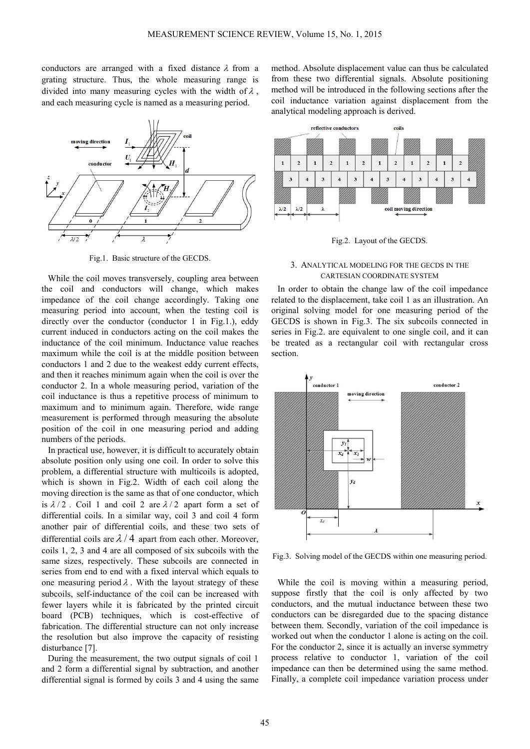conductors are arranged with a fixed distance $\lambda$ from a grating structure. Thus, the whole measuring range is divided into many measuring cycles with the width of $\lambda$, and each measuring cycle is named as a measuring period.

Fig.1. Basic structure of the GECDS.

While the coil moves transversely, coupling area between the coil and conductors will change, which makes impedance of the coil change accordingly. Taking one measuring period into account, when the testing coil is directly over the conductor (conductor 1 in Fig.1.), eddy current induced in conductors acting on the coil makes the inductance of the coil minimum. Inductance value reaches maximum while the coil is at the middle position between conductors 1 and 2 due to the weakest eddy current effects, and then it reaches minimum again when the coil is over the conductor 2. In a whole measuring period, variation of the coil inductance is thus a repetitive process of minimum to maximum and to minimum again. Therefore, wide range measurement is performed through measuring the absolute position of the coil in one measuring period and adding numbers of the periods.

In practical use, however, it is difficult to accurately obtain absolute position only using one coil. In order to solve this problem, a differential structure with multicoils is adopted, which is shown in Fig.2. Width of each coil along the moving direction is the same as that of one conductor, which is $\lambda/2$. Coil 1 and coil 2 are $\lambda/2$ apart form a set of differential coils. In a similar way, coil 3 and coil 4 form another pair of differential coils, and these two sets of differential coils are $\lambda/4$ apart from each other. Moreover, coils 1, 2, 3 and 4 are all composed of six subcoils with the same sizes, respectively. These subcoils are connected in series from end to end with a fixed interval which equals to one measuring period $\lambda$. With the layout strategy of these subcoils, self-inductance of the coil can be increased with fewer layers while it is fabricated by the printed circuit board (PCB) techniques, which is cost-effective of fabrication. The differential structure can not only increase the resolution but also improve the capacity of resisting disturbance [7].

During the measurement, the two output signals of coil 1 and 2 form a differential signal by subtraction, and another differential signal is formed by coils 3 and 4 using the same method. Absolute displacement value can thus be calculated from these two differential signals. Absolute positioning method will be introduced in the following sections after the coil inductance variation against displacement from the analytical modeling approach is derived.

Fig.2. Layout of the GECDS.

## 3. Analytical modeling for the GECDS in the Cartesian coordinate system

In order to obtain the change law of the coil impedance related to the displacement, take coil 1 as an illustration. An original solving model for one measuring period of the GECDS is shown in Fig.3. The six subcoils connected in series in Fig.2. are equivalent to one single coil, and it can be treated as a rectangular coil with rectangular cross section.

Fig.3. Solving model of the GECDS within one measuring period.

While the coil is moving within a measuring period, suppose firstly that the coil is only affected by two conductors, and the mutual inductance between these two conductors can be disregarded due to the spacing distance between them. Secondly, variation of the coil impedance is worked out when the conductor 1 alone is acting on the coil. For the conductor 2, since it is actually an inverse symmetry process relative to conductor 1, variation of the coil impedance can then be determined using the same method. Finally, a complete coil impedance variation process under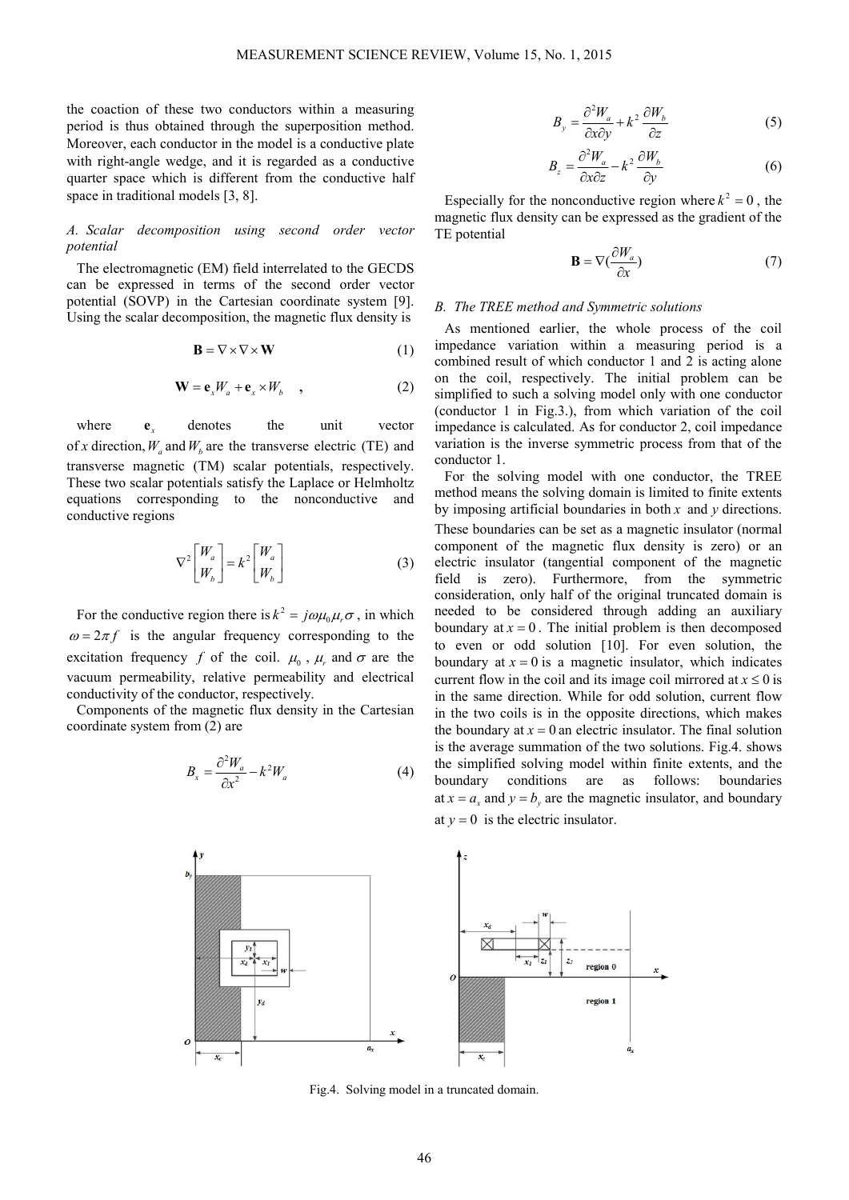the coaction of these two conductors within a measuring period is thus obtained through the superposition method. Moreover, each conductor in the model is a conductive plate with right-angle wedge, and it is regarded as a conductive quarter space which is different from the conductive half space in traditional models [3, 8].

### *A. Scalar decomposition using second order vector potential*

The electromagnetic (EM) field interrelated to the GECDS can be expressed in terms of the second order vector potential (SOVP) in the Cartesian coordinate system [9]. Using the scalar decomposition, the magnetic flux density is

$$\mathbf{B} = \nabla \times \nabla \times \mathbf{W} \tag{1}$$

$$\mathbf{W} = \mathbf{e}_x W_a + \mathbf{e}_x \times W_b \quad , \tag{2}$$

where $\mathbf{e}_x$ denotes the unit vector of $x$ direction, $W_a$ and $W_b$ are the transverse electric (TE) and transverse magnetic (TM) scalar potentials, respectively. These two scalar potentials satisfy the Laplace or Helmholtz equations corresponding to the nonconductive and conductive regions

$$\nabla^2 \begin{bmatrix} W_a \\ W_b \end{bmatrix} = k^2 \begin{bmatrix} W_a \\ W_b \end{bmatrix} \tag{3}$$

For the conductive region there is $k^2 = j\omega\mu_0\mu_r\sigma$, in which $\omega = 2\pi f$ is the angular frequency corresponding to the excitation frequency $f$ of the coil. $\mu_0$, $\mu_r$ and $\sigma$ are the vacuum permeability, relative permeability and electrical conductivity of the conductor, respectively.

Components of the magnetic flux density in the Cartesian coordinate system from (2) are

$$B_x = \frac{\partial^2 W_a}{\partial x^2} - k^2 W_a \tag{4}$$

$$B_y = \frac{\partial^2 W_a}{\partial x \partial y} + k^2 \frac{\partial W_b}{\partial z} \tag{5}$$

$$B_z = \frac{\partial^2 W_a}{\partial x \partial z} - k^2 \frac{\partial W_b}{\partial y} \tag{6}$$

Especially for the nonconductive region where $k^2 = 0$, the magnetic flux density can be expressed as the gradient of the TE potential

$$\mathbf{B} = \nabla\left(\frac{\partial W_a}{\partial x}\right) \tag{7}$$

### *B. The TREE method and Symmetric solutions*

As mentioned earlier, the whole process of the coil impedance variation within a measuring period is a combined result of which conductor 1 and 2 is acting alone on the coil, respectively. The initial problem can be simplified to such a solving model only with one conductor (conductor 1 in Fig.3.), from which variation of the coil impedance is calculated. As for conductor 2, coil impedance variation is the inverse symmetric process from that of the conductor 1.

For the solving model with one conductor, the TREE method means the solving domain is limited to finite extents by imposing artificial boundaries in both $x$ and $y$ directions. These boundaries can be set as a magnetic insulator (normal component of the magnetic flux density is zero) or an electric insulator (tangential component of the magnetic field is zero). Furthermore, from the symmetric consideration, only half of the original truncated domain is needed to be considered through adding an auxiliary boundary at $x = 0$. The initial problem is then decomposed to even or odd solution [10]. For even solution, the boundary at $x = 0$ is a magnetic insulator, which indicates current flow in the coil and its image coil mirrored at $x \le 0$ is in the same direction. While for odd solution, current flow in the two coils is in the opposite directions, which makes the boundary at $x = 0$ an electric insulator. The final solution is the average summation of the two solutions. Fig.4. shows the simplified solving model within finite extents, and the boundary conditions are as follows: boundaries at $x = a_x$ and $y = b_y$ are the magnetic insulator, and boundary at $y = 0$ is the electric insulator.

Fig.4. Solving model in a truncated domain.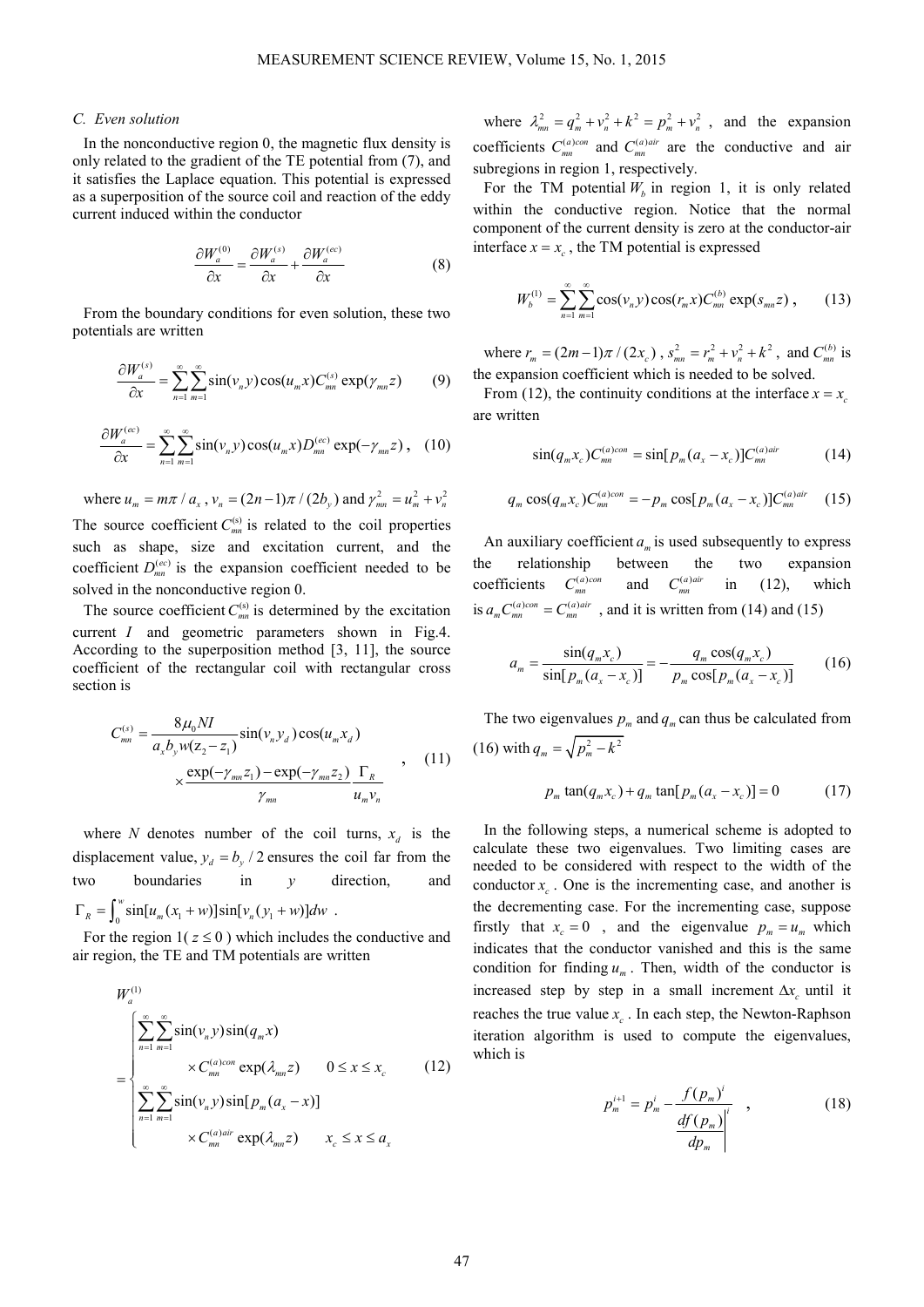### C. Even solution

In the nonconductive region 0, the magnetic flux density is only related to the gradient of the TE potential from (7), and it satisfies the Laplace equation. This potential is expressed as a superposition of the source coil and reaction of the eddy current induced within the conductor

$$\frac{\partial W_a^{(0)}}{\partial x} = \frac{\partial W_a^{(s)}}{\partial x} + \frac{\partial W_a^{(ec)}}{\partial x} \tag{8}$$

From the boundary conditions for even solution, these two potentials are written

$$\frac{\partial W_a^{(s)}}{\partial x} = \sum_{n=1}^{\infty}\sum_{m=1}^{\infty} \sin(v_n y)\cos(u_m x) C_{mn}^{(s)} \exp(\gamma_{mn} z) \tag{9}$$

$$\frac{\partial W_a^{(ec)}}{\partial x} = \sum_{n=1}^{\infty}\sum_{m=1}^{\infty} \sin(v_n y)\cos(u_m x) D_{mn}^{(ec)} \exp(-\gamma_{mn} z), \tag{10}$$

where $u_m = m\pi / a_x$, $v_n = (2n-1)\pi / (2b_y)$ and $\gamma_{mn}^2 = u_m^2 + v_n^2$

The source coefficient $C_{mn}^{(s)}$ is related to the coil properties such as shape, size and excitation current, and the coefficient $D_{mn}^{(ec)}$ is the expansion coefficient needed to be solved in the nonconductive region 0.

The source coefficient $C_{mn}^{(s)}$ is determined by the excitation current $I$ and geometric parameters shown in Fig.4. According to the superposition method [3, 11], the source coefficient of the rectangular coil with rectangular cross section is

$$C_{mn}^{(s)} = \frac{8\mu_0 NI}{a_x b_y w(z_2 - z_1)} \sin(v_n y_d)\cos(u_m x_d) \times \frac{\exp(-\gamma_{mn} z_1) - \exp(-\gamma_{mn} z_2)}{\gamma_{mn}} \frac{\Gamma_R}{u_m v_n}, \tag{11}$$

where $N$ denotes number of the coil turns, $x_d$ is the displacement value, $y_d = b_y / 2$ ensures the coil far from the two boundaries in $y$ direction, and $\Gamma_R = \int_0^w \sin[u_m(x_1 + w)]\sin[v_n(y_1 + w)]dw$.

For the region 1( $z \le 0$ ) which includes the conductive and air region, the TE and TM potentials are written

$$W_a^{(1)} = \begin{cases} \displaystyle\sum_{n=1}^{\infty}\sum_{m=1}^{\infty} \sin(v_n y)\sin(q_m x) \times C_{mn}^{(a)con} \exp(\lambda_{mn} z) & 0 \le x \le x_c \\ \displaystyle\sum_{n=1}^{\infty}\sum_{m=1}^{\infty} \sin(v_n y)\sin[p_m(a_x - x)] \times C_{mn}^{(a)air} \exp(\lambda_{mn} z) & x_c \le x \le a_x \end{cases} \tag{12}$$

where $\lambda_{mn}^2 = q_m^2 + v_n^2 + k^2 = p_m^2 + v_n^2$, and the expansion coefficients $C_{mn}^{(a)con}$ and $C_{mn}^{(a)air}$ are the conductive and air subregions in region 1, respectively.

For the TM potential $W_b$ in region 1, it is only related within the conductive region. Notice that the normal component of the current density is zero at the conductor-air interface $x = x_c$, the TM potential is expressed

$$W_b^{(1)} = \sum_{n=1}^{\infty}\sum_{m=1}^{\infty} \cos(v_n y)\cos(r_m x) C_{mn}^{(b)} \exp(s_{mn} z), \tag{13}$$

where $r_m = (2m-1)\pi / (2x_c)$, $s_{mn}^2 = r_m^2 + v_n^2 + k^2$, and $C_{mn}^{(b)}$ is the expansion coefficient which is needed to be solved.

From (12), the continuity conditions at the interface $x = x_c$ are written

$$\sin(q_m x_c) C_{mn}^{(a)con} = \sin[p_m(a_x - x_c)] C_{mn}^{(a)air} \tag{14}$$

$$q_m \cos(q_m x_c) C_{mn}^{(a)con} = -p_m \cos[p_m(a_x - x_c)] C_{mn}^{(a)air} \tag{15}$$

An auxiliary coefficient $a_m$ is used subsequently to express the relationship between the two expansion coefficients $C_{mn}^{(a)con}$ and $C_{mn}^{(a)air}$ in (12), which is $a_m C_{mn}^{(a)con} = C_{mn}^{(a)air}$, and it is written from (14) and (15)

$$a_m = \frac{\sin(q_m x_c)}{\sin[p_m(a_x - x_c)]} = -\frac{q_m \cos(q_m x_c)}{p_m \cos[p_m(a_x - x_c)]} \tag{16}$$

The two eigenvalues $p_m$ and $q_m$ can thus be calculated from (16) with $q_m = \sqrt{p_m^2 - k^2}$

$$p_m \tan(q_m x_c) + q_m \tan[p_m(a_x - x_c)] = 0 \tag{17}$$

In the following steps, a numerical scheme is adopted to calculate these two eigenvalues. Two limiting cases are needed to be considered with respect to the width of the conductor $x_c$. One is the incrementing case, and another is the decrementing case. For the incrementing case, suppose firstly that $x_c = 0$, and the eigenvalue $p_m = u_m$ which indicates that the conductor vanished and this is the same condition for finding $u_m$. Then, width of the conductor is increased step by step in a small increment $\Delta x_c$ until it reaches the true value $x_c$. In each step, the Newton-Raphson iteration algorithm is used to compute the eigenvalues, which is

$$p_m^{i+1} = p_m^i - \frac{f(p_m)^i}{\left.\dfrac{df(p_m)}{dp_m}\right|^i}, \tag{18}$$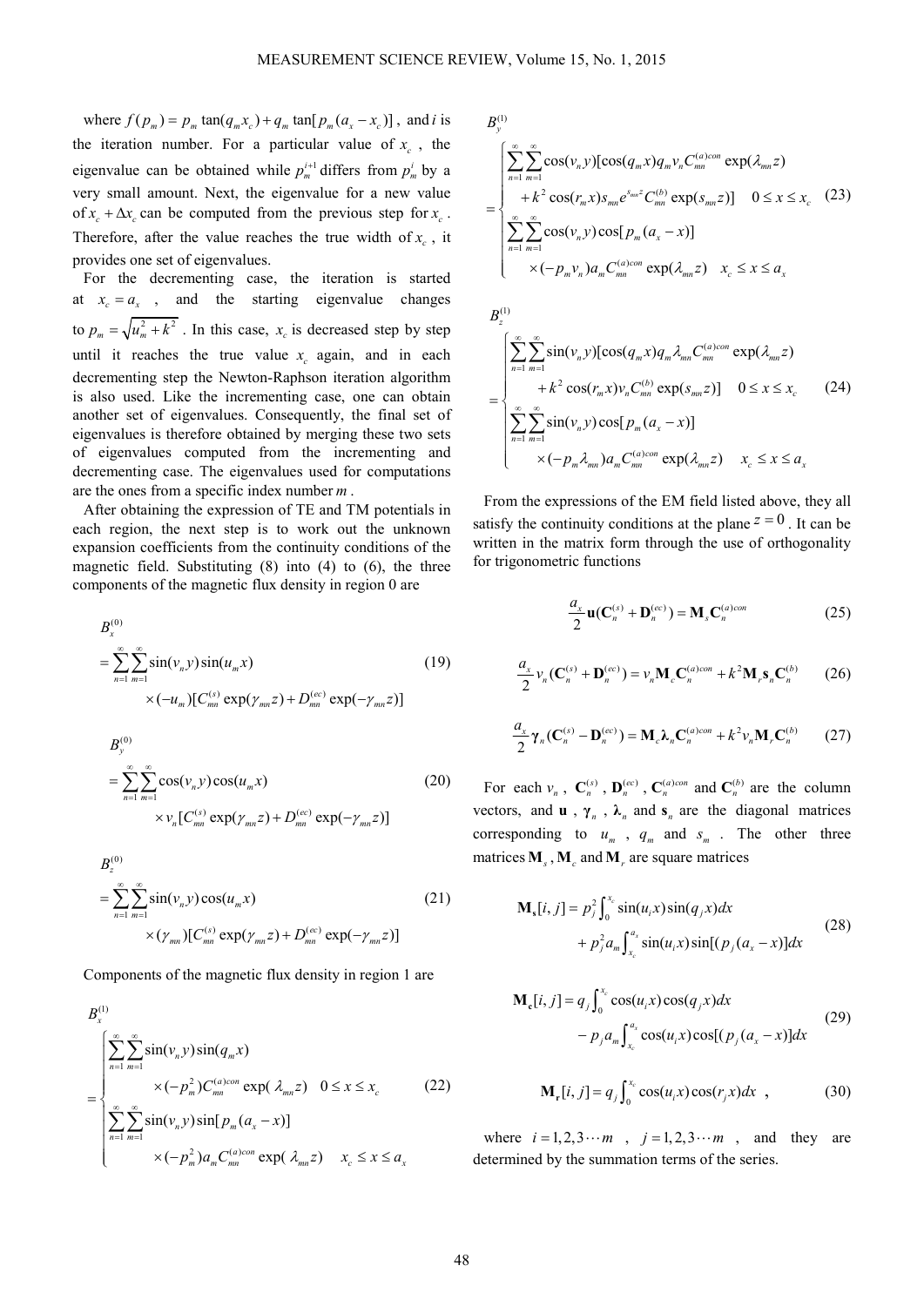where $f(p_m) = p_m \tan(q_m x_c) + q_m \tan[p_m(a_x - x_c)]$, and $i$ is the iteration number. For a particular value of $x_c$, the eigenvalue can be obtained while $p_m^{i+1}$ differs from $p_m^i$ by a very small amount. Next, the eigenvalue for a new value of $x_c + \Delta x_c$ can be computed from the previous step for $x_c$. Therefore, after the value reaches the true width of $x_c$, it provides one set of eigenvalues.

For the decrementing case, the iteration is started at $x_c = a_x$, and the starting eigenvalue changes to $p_m = \sqrt{u_m^2 + k^2}$. In this case, $x_c$ is decreased step by step until it reaches the true value $x_c$ again, and in each decrementing step the Newton-Raphson iteration algorithm is also used. Like the incrementing case, one can obtain another set of eigenvalues. Consequently, the final set of eigenvalues is therefore obtained by merging these two sets of eigenvalues computed from the incrementing and decrementing case. The eigenvalues used for computations are the ones from a specific index number $m$.

After obtaining the expression of TE and TM potentials in each region, the next step is to work out the unknown expansion coefficients from the continuity conditions of the magnetic field. Substituting (8) into (4) to (6), the three components of the magnetic flux density in region 0 are

$$B_x^{(0)} = \sum_{n=1}^{\infty}\sum_{m=1}^{\infty} \sin(v_n y)\sin(u_m x) \times (-u_m)[C_{mn}^{(s)} \exp(\gamma_{mn} z) + D_{mn}^{(ec)} \exp(-\gamma_{mn} z)] \tag{19}$$

$$B_y^{(0)} = \sum_{n=1}^{\infty}\sum_{m=1}^{\infty} \cos(v_n y)\cos(u_m x) \times v_n[C_{mn}^{(s)} \exp(\gamma_{mn} z) + D_{mn}^{(ec)} \exp(-\gamma_{mn} z)] \tag{20}$$

$$B_z^{(0)} = \sum_{n=1}^{\infty}\sum_{m=1}^{\infty} \sin(v_n y)\cos(u_m x) \times (\gamma_{mn})[C_{mn}^{(s)} \exp(\gamma_{mn} z) + D_{mn}^{(ec)} \exp(-\gamma_{mn} z)] \tag{21}$$

Components of the magnetic flux density in region 1 are

$$B_x^{(1)} = \begin{cases} \displaystyle\sum_{n=1}^{\infty}\sum_{m=1}^{\infty} \sin(v_n y)\sin(q_m x) \times (-p_m^2) C_{mn}^{(a)con} \exp(\lambda_{mn} z) & 0 \le x \le x_c \\ \displaystyle\sum_{n=1}^{\infty}\sum_{m=1}^{\infty} \sin(v_n y)\sin[p_m(a_x - x)] \times (-p_m^2) a_m C_{mn}^{(a)con} \exp(\lambda_{mn} z) & x_c \le x \le a_x \end{cases} \tag{22}$$

$$B_y^{(1)} = \begin{cases} \displaystyle\sum_{n=1}^{\infty}\sum_{m=1}^{\infty} \cos(v_n y)[\cos(q_m x) q_m v_n C_{mn}^{(a)con} \exp(\lambda_{mn} z) + k^2 \cos(r_m x) s_{mn} e^{s_{mn} z} C_{mn}^{(b)} \exp(s_{mn} z)] & 0 \le x \le x_c \\ \displaystyle\sum_{n=1}^{\infty}\sum_{m=1}^{\infty} \cos(v_n y)\cos[p_m(a_x - x)] \times (-p_m v_n) a_m C_{mn}^{(a)con} \exp(\lambda_{mn} z) & x_c \le x \le a_x \end{cases} \tag{23}$$

$$B_z^{(1)} = \begin{cases} \displaystyle\sum_{n=1}^{\infty}\sum_{m=1}^{\infty} \sin(v_n y)[\cos(q_m x) q_m \lambda_{mn} C_{mn}^{(a)con} \exp(\lambda_{mn} z) + k^2 \cos(r_m x) v_n C_{mn}^{(b)} \exp(s_{mn} z)] & 0 \le x \le x_c \\ \displaystyle\sum_{n=1}^{\infty}\sum_{m=1}^{\infty} \sin(v_n y)\cos[p_m(a_x - x)] \times (-p_m \lambda_{mn}) a_m C_{mn}^{(a)con} \exp(\lambda_{mn} z) & x_c \le x \le a_x \end{cases} \tag{24}$$

From the expressions of the EM field listed above, they all satisfy the continuity conditions at the plane $z = 0$. It can be written in the matrix form through the use of orthogonality for trigonometric functions

$$\frac{a_x}{2}\mathbf{u}(\mathbf{C}_n^{(s)} + \mathbf{D}_n^{(ec)}) = \mathbf{M}_s \mathbf{C}_n^{(a)con} \tag{25}$$

$$\frac{a_x}{2} v_n (\mathbf{C}_n^{(s)} + \mathbf{D}_n^{(ec)}) = v_n \mathbf{M}_c \mathbf{C}_n^{(a)con} + k^2 \mathbf{M}_r \mathbf{s}_n \mathbf{C}_n^{(b)} \tag{26}$$

$$\frac{a_x}{2} \boldsymbol{\gamma}_n (\mathbf{C}_n^{(s)} - \mathbf{D}_n^{(ec)}) = \mathbf{M}_c \boldsymbol{\lambda}_n \mathbf{C}_n^{(a)con} + k^2 v_n \mathbf{M}_r \mathbf{C}_n^{(b)} \tag{27}$$

For each $v_n$, $\mathbf{C}_n^{(s)}$, $\mathbf{D}_n^{(ec)}$, $\mathbf{C}_n^{(a)con}$ and $\mathbf{C}_n^{(b)}$ are the column vectors, and $\mathbf{u}$, $\boldsymbol{\gamma}_n$, $\boldsymbol{\lambda}_n$ and $\mathbf{s}_n$ are the diagonal matrices corresponding to $u_m$, $q_m$ and $s_m$. The other three matrices $\mathbf{M}_s$, $\mathbf{M}_c$ and $\mathbf{M}_r$ are square matrices

$$\mathbf{M_s}[i,j] = p_j^2 \int_0^{x_c} \sin(u_i x)\sin(q_j x)dx + p_j^2 a_m \int_{x_c}^{a_x} \sin(u_i x)\sin[(p_j(a_x - x)]dx \tag{28}$$

$$\mathbf{M_c}[i,j] = q_j \int_0^{x_c} \cos(u_i x)\cos(q_j x)dx - p_j a_m \int_{x_c}^{a_x} \cos(u_i x)\cos[(p_j(a_x - x)]dx \tag{29}$$

$$\mathbf{M_r}[i,j] = q_j \int_0^{x_c} \cos(u_i x)\cos(r_j x)dx \tag{30}$$

where $i = 1, 2, 3 \cdots m$, $j = 1, 2, 3 \cdots m$, and they are determined by the summation terms of the series.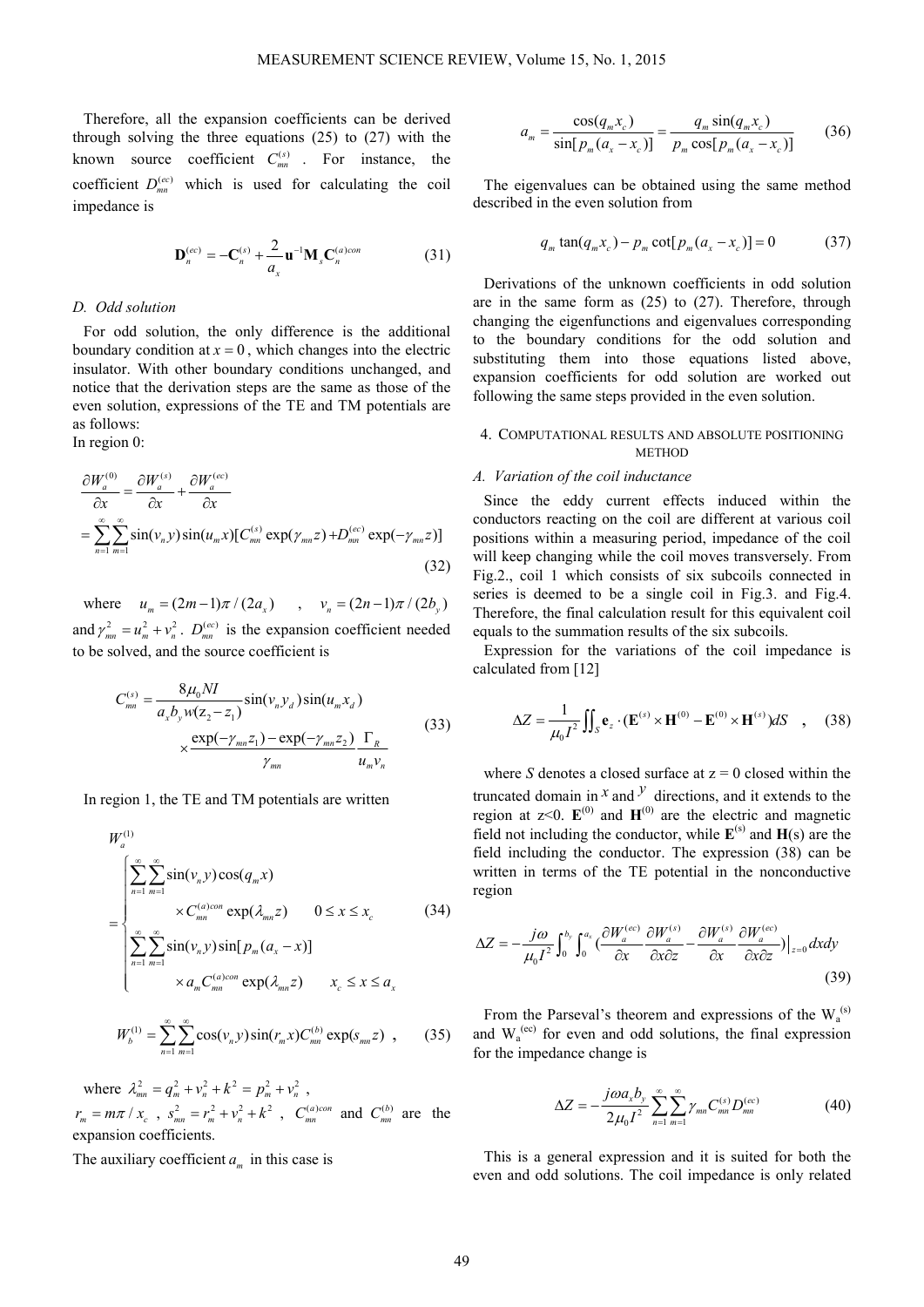Therefore, all the expansion coefficients can be derived through solving the three equations (25) to (27) with the known source coefficient $C_{mn}^{(s)}$. For instance, the coefficient $D_{mn}^{(ec)}$ which is used for calculating the coil impedance is

$$\mathbf{D}_n^{(ec)} = -\mathbf{C}_n^{(s)} + \frac{2}{a_x}\mathbf{u}^{-1}\mathbf{M}_s\mathbf{C}_n^{(a)con} \tag{31}$$

### D. Odd solution

For odd solution, the only difference is the additional boundary condition at $x = 0$, which changes into the electric insulator. With other boundary conditions unchanged, and notice that the derivation steps are the same as those of the even solution, expressions of the TE and TM potentials are as follows:

In region 0:

$$\begin{aligned}
\frac{\partial W_a^{(0)}}{\partial x} &= \frac{\partial W_a^{(s)}}{\partial x} + \frac{\partial W_a^{(ec)}}{\partial x} \\
&= \sum_{n=1}^{\infty}\sum_{m=1}^{\infty} \sin(v_n y)\sin(u_m x)[C_{mn}^{(s)}\exp(\gamma_{mn}z) + D_{mn}^{(ec)}\exp(-\gamma_{mn}z)]
\end{aligned} \tag{32}$$

where $u_m = (2m-1)\pi/(2a_x)$, $v_n = (2n-1)\pi/(2b_y)$ and $\gamma_{mn}^2 = u_m^2 + v_n^2$. $D_{mn}^{(ec)}$ is the expansion coefficient needed to be solved, and the source coefficient is

$$\begin{aligned}
C_{mn}^{(s)} = &\frac{8\mu_0 NI}{a_x b_y w(z_2 - z_1)}\sin(v_n y_d)\sin(u_m x_d) \\
&\times \frac{\exp(-\gamma_{mn}z_1) - \exp(-\gamma_{mn}z_2)}{\gamma_{mn}}\frac{\Gamma_R}{u_m v_n}
\end{aligned} \tag{33}$$

In region 1, the TE and TM potentials are written

$$W_a^{(1)} = \begin{cases}
\displaystyle\sum_{n=1}^{\infty}\sum_{m=1}^{\infty}\sin(v_n y)\cos(q_m x) \\
\quad \times C_{mn}^{(a)con}\exp(\lambda_{mn}z) \qquad 0 \le x \le x_c \\
\displaystyle\sum_{n=1}^{\infty}\sum_{m=1}^{\infty}\sin(v_n y)\sin[p_m(a_x - x)] \\
\quad \times a_m C_{mn}^{(a)con}\exp(\lambda_{mn}z) \qquad x_c \le x \le a_x
\end{cases} \tag{34}$$

$$W_b^{(1)} = \sum_{n=1}^{\infty}\sum_{m=1}^{\infty}\cos(v_n y)\sin(r_m x)C_{mn}^{(b)}\exp(s_{mn}z) \quad , \tag{35}$$

where $\lambda_{mn}^2 = q_m^2 + v_n^2 + k^2 = p_m^2 + v_n^2$, $r_m = m\pi/x_c$, $s_{mn}^2 = r_m^2 + v_n^2 + k^2$, $C_{mn}^{(a)con}$ and $C_{mn}^{(b)}$ are the expansion coefficients.

The auxiliary coefficient $a_m$ in this case is

$$a_m = \frac{\cos(q_m x_c)}{\sin[p_m(a_x - x_c)]} = \frac{q_m\sin(q_m x_c)}{p_m\cos[p_m(a_x - x_c)]} \tag{36}$$

The eigenvalues can be obtained using the same method described in the even solution from

$$q_m\tan(q_m x_c) - p_m\cot[p_m(a_x - x_c)] = 0 \tag{37}$$

Derivations of the unknown coefficients in odd solution are in the same form as (25) to (27). Therefore, through changing the eigenfunctions and eigenvalues corresponding to the boundary conditions for the odd solution and substituting them into those equations listed above, expansion coefficients for odd solution are worked out following the same steps provided in the even solution.

## 4. Computational results and absolute positioning method

### A. Variation of the coil inductance

Since the eddy current effects induced within the conductors reacting on the coil are different at various coil positions within a measuring period, impedance of the coil will keep changing while the coil moves transversely. From Fig.2., coil 1 which consists of six subcoils connected in series is deemed to be a single coil in Fig.3. and Fig.4. Therefore, the final calculation result for this equivalent coil equals to the summation results of the six subcoils.

Expression for the variations of the coil impedance is calculated from [12]

$$\Delta Z = \frac{1}{\mu_0 I^2}\iint_S \mathbf{e}_z \cdot (\mathbf{E}^{(s)} \times \mathbf{H}^{(0)} - \mathbf{E}^{(0)} \times \mathbf{H}^{(s)})dS \quad , \tag{38}$$

where *S* denotes a closed surface at z = 0 closed within the truncated domain in $x$ and $y$ directions, and it extends to the region at z<0. $\mathbf{E}^{(0)}$ and $\mathbf{H}^{(0)}$ are the electric and magnetic field not including the conductor, while $\mathbf{E}^{(s)}$ and $\mathbf{H}$(s) are the field including the conductor. The expression (38) can be written in terms of the TE potential in the nonconductive region

$$\Delta Z = -\frac{j\omega}{\mu_0 I^2}\int_0^{b_y}\int_0^{a_x}\left(\frac{\partial W_a^{(ec)}}{\partial x}\frac{\partial W_a^{(s)}}{\partial x\partial z} - \frac{\partial W_a^{(s)}}{\partial x}\frac{\partial W_a^{(ec)}}{\partial x\partial z}\right)\Big|_{z=0}dxdy \tag{39}$$

From the Parseval's theorem and expressions of the $W_a^{(s)}$ and $W_a^{(ec)}$ for even and odd solutions, the final expression for the impedance change is

$$\Delta Z = -\frac{j\omega a_x b_y}{2\mu_0 I^2}\sum_{n=1}^{\infty}\sum_{m=1}^{\infty}\gamma_{mn}C_{mn}^{(s)}D_{mn}^{(ec)} \tag{40}$$

This is a general expression and it is suited for both the even and odd solutions. The coil impedance is only related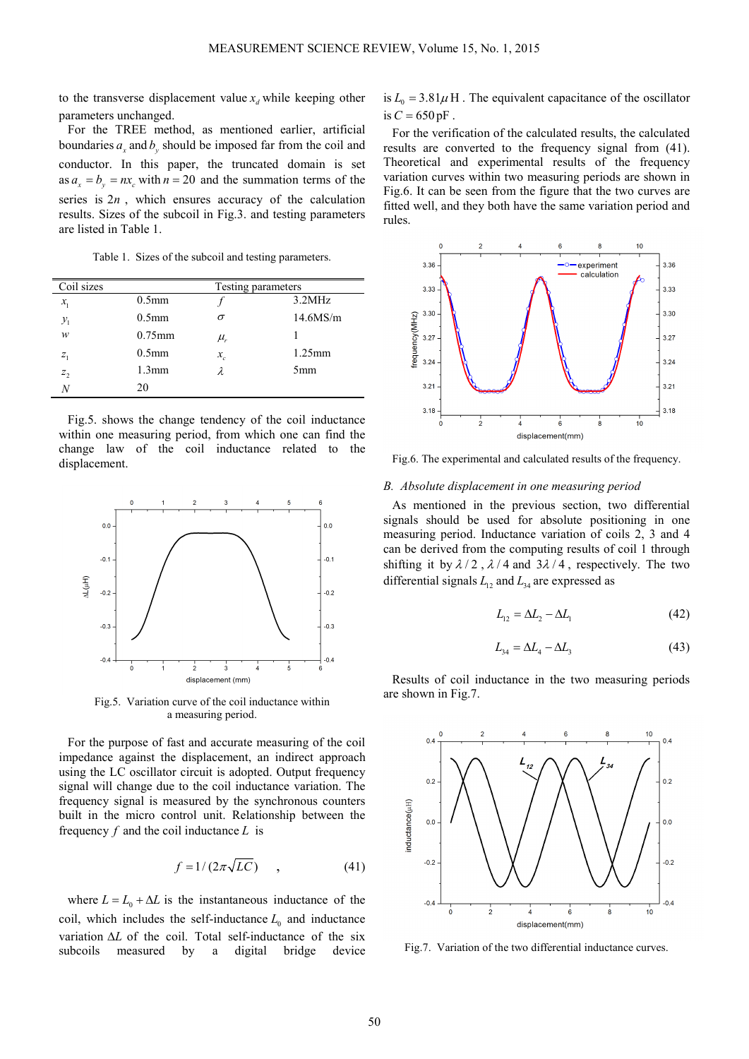to the transverse displacement value $x_d$ while keeping other parameters unchanged.

For the TREE method, as mentioned earlier, artificial boundaries $a_x$ and $b_y$ should be imposed far from the coil and conductor. In this paper, the truncated domain is set as $a_x = b_y = nx_c$ with $n = 20$ and the summation terms of the series is $2n$, which ensures accuracy of the calculation results. Sizes of the subcoil in Fig.3. and testing parameters are listed in Table 1.

Table 1. Sizes of the subcoil and testing parameters.

| Coil sizes | | Testing parameters | |
|---|---|---|---|
| $x_1$ | 0.5mm | $f$ | 3.2MHz |
| $y_1$ | 0.5mm | $\sigma$ | 14.6MS/m |
| $w$ | 0.75mm | $\mu_r$ | 1 |
| $z_1$ | 0.5mm | $x_c$ | 1.25mm |
| $z_2$ | 1.3mm | $\lambda$ | 5mm |
| $N$ | 20 | | |

Fig.5. shows the change tendency of the coil inductance within one measuring period, from which one can find the change law of the coil inductance related to the displacement.

Fig.5. Variation curve of the coil inductance within a measuring period.

For the purpose of fast and accurate measuring of the coil impedance against the displacement, an indirect approach using the LC oscillator circuit is adopted. Output frequency signal will change due to the coil inductance variation. The frequency signal is measured by the synchronous counters built in the micro control unit. Relationship between the frequency $f$ and the coil inductance $L$ is

$$f = 1/(2\pi\sqrt{LC}) \quad , \tag{41}$$

where $L = L_0 + \Delta L$ is the instantaneous inductance of the coil, which includes the self-inductance $L_0$ and inductance variation $\Delta L$ of the coil. Total self-inductance of the six subcoils measured by a digital bridge device is $L_0 = 3.81\mu\text{H}$. The equivalent capacitance of the oscillator is $C = 650\,\text{pF}$.

For the verification of the calculated results, the calculated results are converted to the frequency signal from (41). Theoretical and experimental results of the frequency variation curves within two measuring periods are shown in Fig.6. It can be seen from the figure that the two curves are fitted well, and they both have the same variation period and rules.

Fig.6. The experimental and calculated results of the frequency.

### *B. Absolute displacement in one measuring period*

As mentioned in the previous section, two differential signals should be used for absolute positioning in one measuring period. Inductance variation of coils 2, 3 and 4 can be derived from the computing results of coil 1 through shifting it by $\lambda/2$, $\lambda/4$ and $3\lambda/4$, respectively. The two differential signals $L_{12}$ and $L_{34}$ are expressed as

$$L_{12} = \Delta L_2 - \Delta L_1 \tag{42}$$

$$L_{34} = \Delta L_4 - \Delta L_3 \tag{43}$$

Results of coil inductance in the two measuring periods are shown in Fig.7.

Fig.7. Variation of the two differential inductance curves.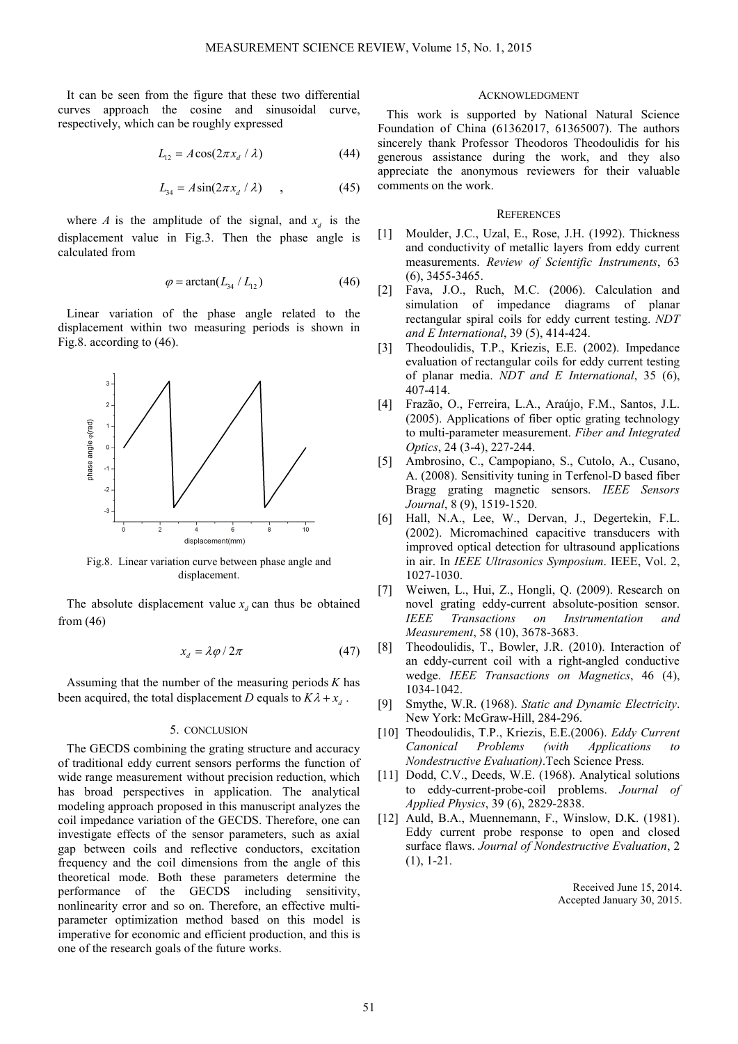It can be seen from the figure that these two differential curves approach the cosine and sinusoidal curve, respectively, which can be roughly expressed

$$L_{12} = A\cos(2\pi x_d / \lambda) \tag{44}$$

$$L_{34} = A\sin(2\pi x_d / \lambda) \quad , \tag{45}$$

where $A$ is the amplitude of the signal, and $x_d$ is the displacement value in Fig.3. Then the phase angle is calculated from

$$\varphi = \arctan(L_{34} / L_{12}) \tag{46}$$

Linear variation of the phase angle related to the displacement within two measuring periods is shown in Fig.8. according to (46).

phase angle φ(rad)
3
2
1
0
-1
-2
-3
0 2 4 6 8 10
displacement(mm)

Fig.8. Linear variation curve between phase angle and displacement.

The absolute displacement value $x_d$ can thus be obtained from (46)

$$x_d = \lambda\varphi / 2\pi \tag{47}$$

Assuming that the number of the measuring periods $K$ has been acquired, the total displacement $D$ equals to $K\lambda + x_d$ .

## 5. CONCLUSION

The GECDS combining the grating structure and accuracy of traditional eddy current sensors performs the function of wide range measurement without precision reduction, which has broad perspectives in application. The analytical modeling approach proposed in this manuscript analyzes the coil impedance variation of the GECDS. Therefore, one can investigate effects of the sensor parameters, such as axial gap between coils and reflective conductors, excitation frequency and the coil dimensions from the angle of this theoretical mode. Both these parameters determine the performance of the GECDS including sensitivity, nonlinearity error and so on. Therefore, an effective multi-parameter optimization method based on this model is imperative for economic and efficient production, and this is one of the research goals of the future works.

## ACKNOWLEDGMENT

This work is supported by National Natural Science Foundation of China (61362017, 61365007). The authors sincerely thank Professor Theodoros Theodoulidis for his generous assistance during the work, and they also appreciate the anonymous reviewers for their valuable comments on the work.

## REFERENCES

[1] Moulder, J.C., Uzal, E., Rose, J.H. (1992). Thickness and conductivity of metallic layers from eddy current measurements. *Review of Scientific Instruments*, 63 (6), 3455-3465.

[2] Fava, J.O., Ruch, M.C. (2006). Calculation and simulation of impedance diagrams of planar rectangular spiral coils for eddy current testing. *NDT and E International*, 39 (5), 414-424.

[3] Theodoulidis, T.P., Kriezis, E.E. (2002). Impedance evaluation of rectangular coils for eddy current testing of planar media. *NDT and E International*, 35 (6), 407-414.

[4] Frazão, O., Ferreira, L.A., Araújo, F.M., Santos, J.L. (2005). Applications of fiber optic grating technology to multi-parameter measurement. *Fiber and Integrated Optics*, 24 (3-4), 227-244.

[5] Ambrosino, C., Campopiano, S., Cutolo, A., Cusano, A. (2008). Sensitivity tuning in Terfenol-D based fiber Bragg grating magnetic sensors. *IEEE Sensors Journal*, 8 (9), 1519-1520.

[6] Hall, N.A., Lee, W., Dervan, J., Degertekin, F.L. (2002). Micromachined capacitive transducers with improved optical detection for ultrasound applications in air. In *IEEE Ultrasonics Symposium*. IEEE, Vol. 2, 1027-1030.

[7] Weiwen, L., Hui, Z., Hongli, Q. (2009). Research on novel grating eddy-current absolute-position sensor. *IEEE Transactions on Instrumentation and Measurement*, 58 (10), 3678-3683.

[8] Theodoulidis, T., Bowler, J.R. (2010). Interaction of an eddy-current coil with a right-angled conductive wedge. *IEEE Transactions on Magnetics*, 46 (4), 1034-1042.

[9] Smythe, W.R. (1968). *Static and Dynamic Electricity*. New York: McGraw-Hill, 284-296.

[10] Theodoulidis, T.P., Kriezis, E.E.(2006). *Eddy Current Canonical Problems (with Applications to Nondestructive Evaluation)*.Tech Science Press.

[11] Dodd, C.V., Deeds, W.E. (1968). Analytical solutions to eddy-current-probe-coil problems. *Journal of Applied Physics*, 39 (6), 2829-2838.

[12] Auld, B.A., Muennemann, F., Winslow, D.K. (1981). Eddy current probe response to open and closed surface flaws. *Journal of Nondestructive Evaluation*, 2 (1), 1-21.

Received June 15, 2014.
Accepted January 30, 2015.